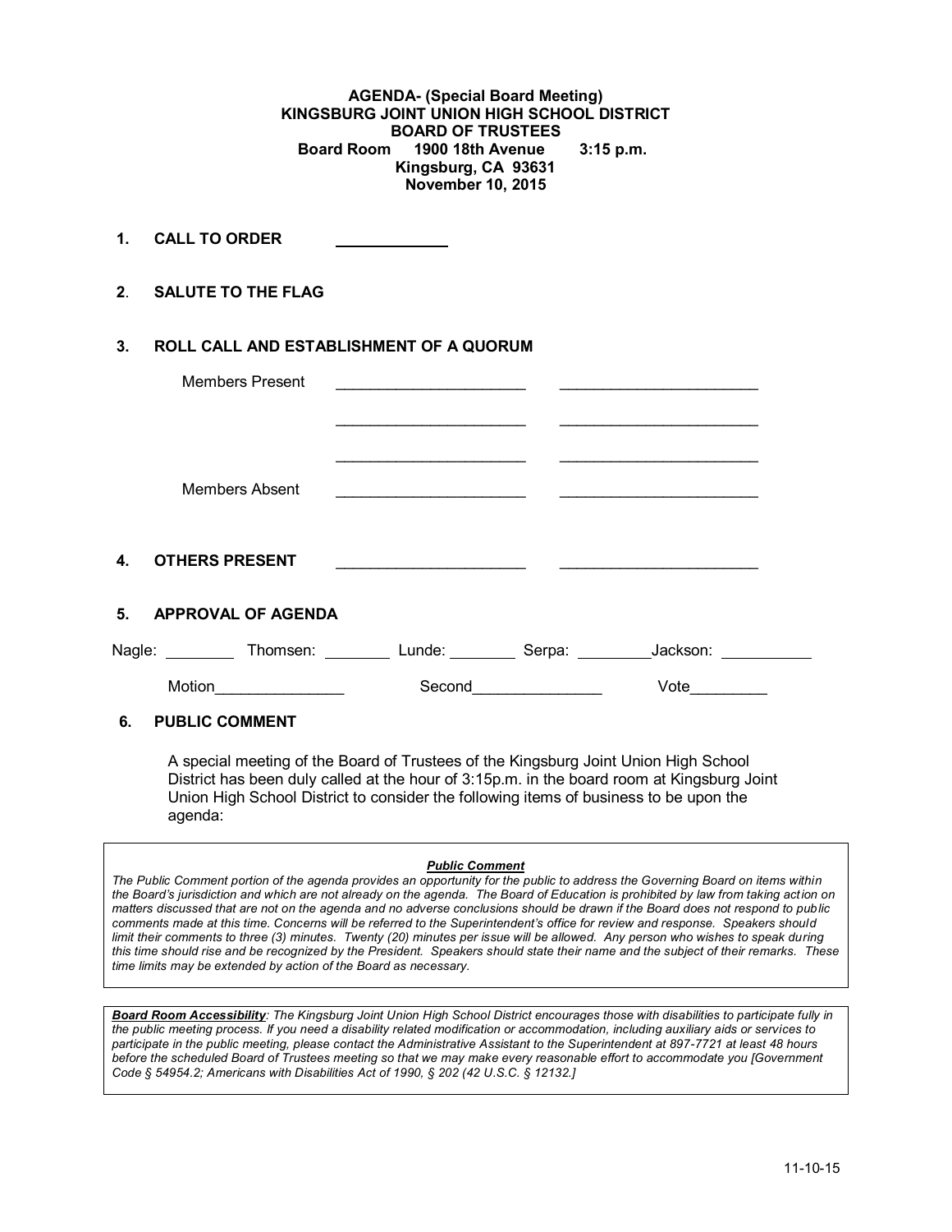**AGENDA- (Special Board Meeting)**
**KINGSBURG JOINT UNION HIGH SCHOOL DISTRICT**
**BOARD OF TRUSTEES**
**Board Room 1900 18th Avenue 3:15 p.m.**
**Kingsburg, CA 93631**
**November 10, 2015**

**1. CALL TO ORDER** ____________

**2. SALUTE TO THE FLAG**

**3. ROLL CALL AND ESTABLISHMENT OF A QUORUM**

Members Present ______________________ ______________________

______________________ ______________________

______________________ ______________________

Members Absent ______________________ ______________________

**4. OTHERS PRESENT** ______________________ ______________________

**5. APPROVAL OF AGENDA**

Nagle: ________ Thomsen: ________ Lunde: ________ Serpa: ________Jackson: __________

Motion_______________ Second_______________ Vote_________

**6. PUBLIC COMMENT**

A special meeting of the Board of Trustees of the Kingsburg Joint Union High School District has been duly called at the hour of 3:15p.m. in the board room at Kingsburg Joint Union High School District to consider the following items of business to be upon the agenda:

***Public Comment***

*The Public Comment portion of the agenda provides an opportunity for the public to address the Governing Board on items within the Board's jurisdiction and which are not already on the agenda. The Board of Education is prohibited by law from taking action on matters discussed that are not on the agenda and no adverse conclusions should be drawn if the Board does not respond to public comments made at this time. Concerns will be referred to the Superintendent's office for review and response. Speakers should limit their comments to three (3) minutes. Twenty (20) minutes per issue will be allowed. Any person who wishes to speak during this time should rise and be recognized by the President. Speakers should state their name and the subject of their remarks. These time limits may be extended by action of the Board as necessary.*

***Board Room Accessibility****: The Kingsburg Joint Union High School District encourages those with disabilities to participate fully in the public meeting process. If you need a disability related modification or accommodation, including auxiliary aids or services to participate in the public meeting, please contact the Administrative Assistant to the Superintendent at 897-7721 at least 48 hours before the scheduled Board of Trustees meeting so that we may make every reasonable effort to accommodate you [Government Code § 54954.2; Americans with Disabilities Act of 1990, § 202 (42 U.S.C. § 12132.]*

11-10-15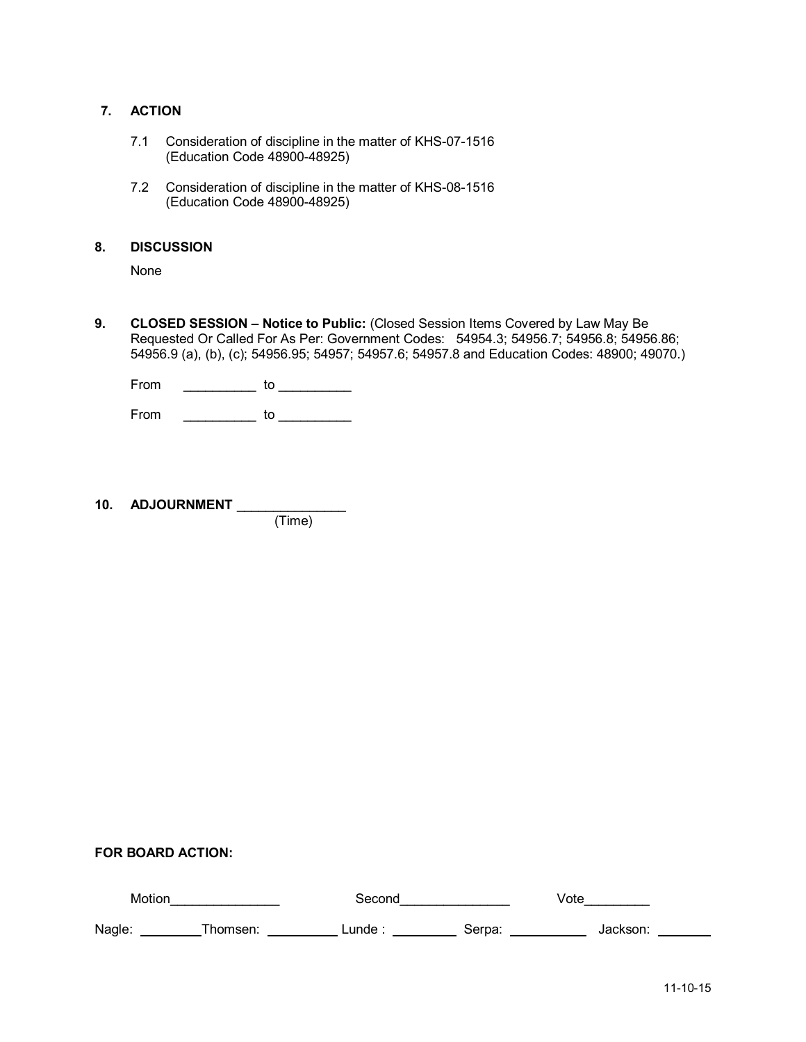**7. ACTION**

7.1 Consideration of discipline in the matter of KHS-07-1516 (Education Code 48900-48925)

7.2 Consideration of discipline in the matter of KHS-08-1516 (Education Code 48900-48925)

**8. DISCUSSION**

None

**9. CLOSED SESSION – Notice to Public:** (Closed Session Items Covered by Law May Be Requested Or Called For As Per: Government Codes: 54954.3; 54956.7; 54956.8; 54956.86; 54956.9 (a), (b), (c); 54956.95; 54957; 54957.6; 54957.8 and Education Codes: 48900; 49070.)

From __________ to __________

From __________ to __________

**10. ADJOURNMENT** ______________
(Time)

**FOR BOARD ACTION:**

Motion_______________ Second_______________ Vote_________

Nagle: ________ Thomsen: __________ Lunde : _________ Serpa: ___________ Jackson: ________

11-10-15